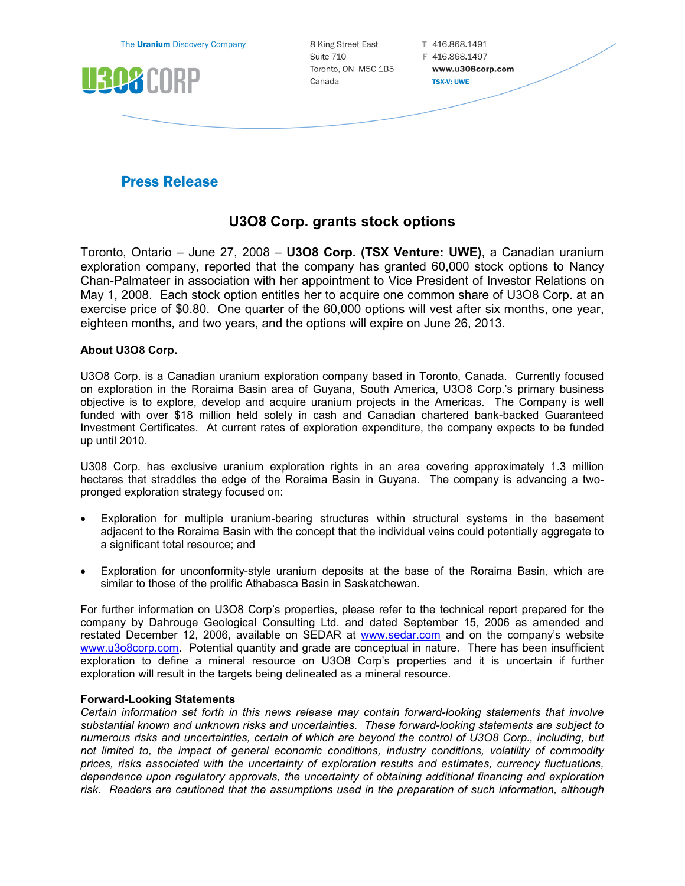The Uranium Discovery Company

U3O8 CORP

8 King Street East
Suite 710
Toronto, ON M5C 1B5
Canada

T 416.868.1491
F 416.868.1497
**www.u308corp.com**
**TSX-V: UWE**

## Press Release

# U3O8 Corp. grants stock options

Toronto, Ontario – June 27, 2008 – **U3O8 Corp. (TSX Venture: UWE)**, a Canadian uranium exploration company, reported that the company has granted 60,000 stock options to Nancy Chan-Palmateer in association with her appointment to Vice President of Investor Relations on May 1, 2008. Each stock option entitles her to acquire one common share of U3O8 Corp. at an exercise price of $0.80. One quarter of the 60,000 options will vest after six months, one year, eighteen months, and two years, and the options will expire on June 26, 2013.

**About U3O8 Corp.**

U3O8 Corp. is a Canadian uranium exploration company based in Toronto, Canada. Currently focused on exploration in the Roraima Basin area of Guyana, South America, U3O8 Corp.'s primary business objective is to explore, develop and acquire uranium projects in the Americas. The Company is well funded with over $18 million held solely in cash and Canadian chartered bank-backed Guaranteed Investment Certificates. At current rates of exploration expenditure, the company expects to be funded up until 2010.

U308 Corp. has exclusive uranium exploration rights in an area covering approximately 1.3 million hectares that straddles the edge of the Roraima Basin in Guyana. The company is advancing a two-pronged exploration strategy focused on:

- Exploration for multiple uranium-bearing structures within structural systems in the basement adjacent to the Roraima Basin with the concept that the individual veins could potentially aggregate to a significant total resource; and
- Exploration for unconformity-style uranium deposits at the base of the Roraima Basin, which are similar to those of the prolific Athabasca Basin in Saskatchewan.

For further information on U3O8 Corp's properties, please refer to the technical report prepared for the company by Dahrouge Geological Consulting Ltd. and dated September 15, 2006 as amended and restated December 12, 2006, available on SEDAR at www.sedar.com and on the company's website www.u3o8corp.com. Potential quantity and grade are conceptual in nature. There has been insufficient exploration to define a mineral resource on U3O8 Corp's properties and it is uncertain if further exploration will result in the targets being delineated as a mineral resource.

**Forward-Looking Statements**

*Certain information set forth in this news release may contain forward-looking statements that involve substantial known and unknown risks and uncertainties. These forward-looking statements are subject to numerous risks and uncertainties, certain of which are beyond the control of U3O8 Corp., including, but not limited to, the impact of general economic conditions, industry conditions, volatility of commodity prices, risks associated with the uncertainty of exploration results and estimates, currency fluctuations, dependence upon regulatory approvals, the uncertainty of obtaining additional financing and exploration risk. Readers are cautioned that the assumptions used in the preparation of such information, although*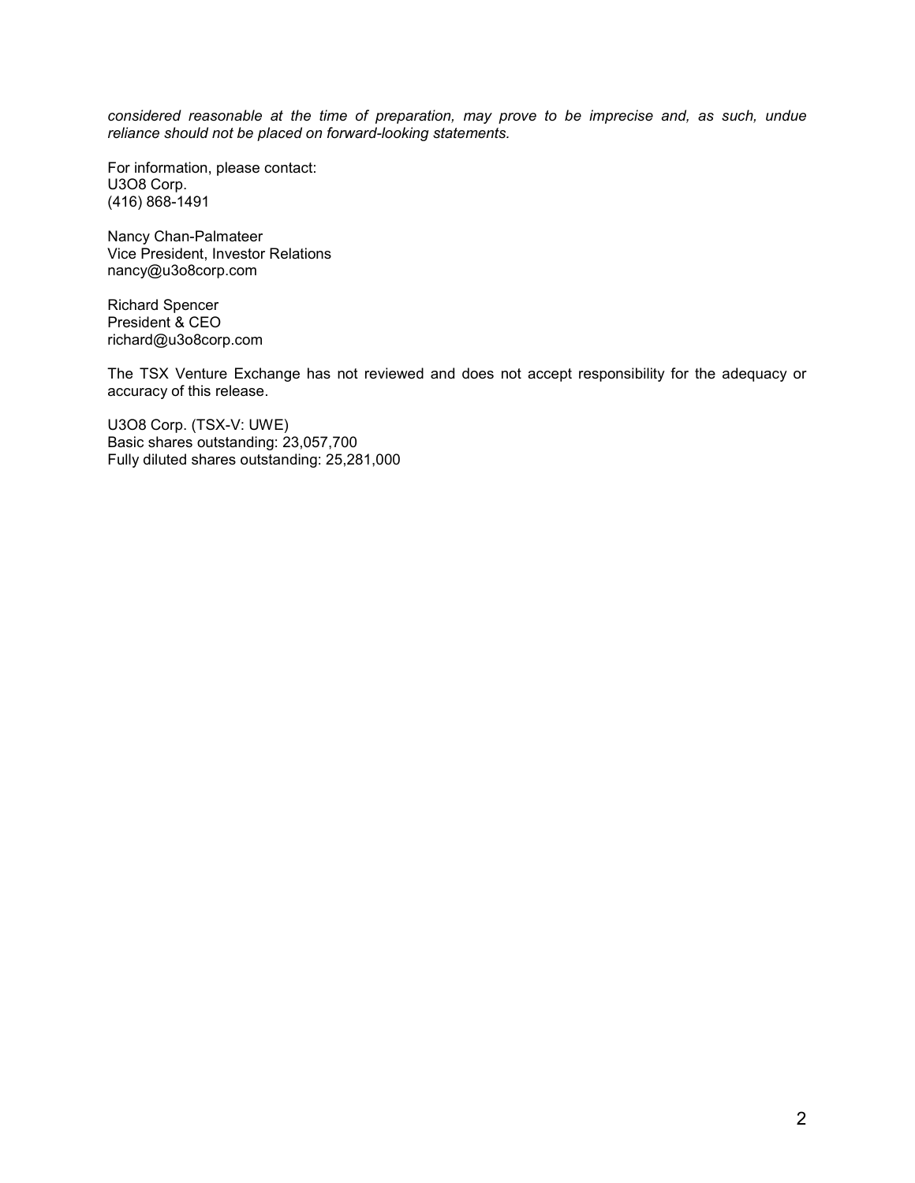*considered reasonable at the time of preparation, may prove to be imprecise and, as such, undue reliance should not be placed on forward-looking statements.*

For information, please contact:
U3O8 Corp.
(416) 868-1491

Nancy Chan-Palmateer
Vice President, Investor Relations
nancy@u3o8corp.com

Richard Spencer
President & CEO
richard@u3o8corp.com

The TSX Venture Exchange has not reviewed and does not accept responsibility for the adequacy or accuracy of this release.

U3O8 Corp. (TSX-V: UWE)
Basic shares outstanding: 23,057,700
Fully diluted shares outstanding: 25,281,000